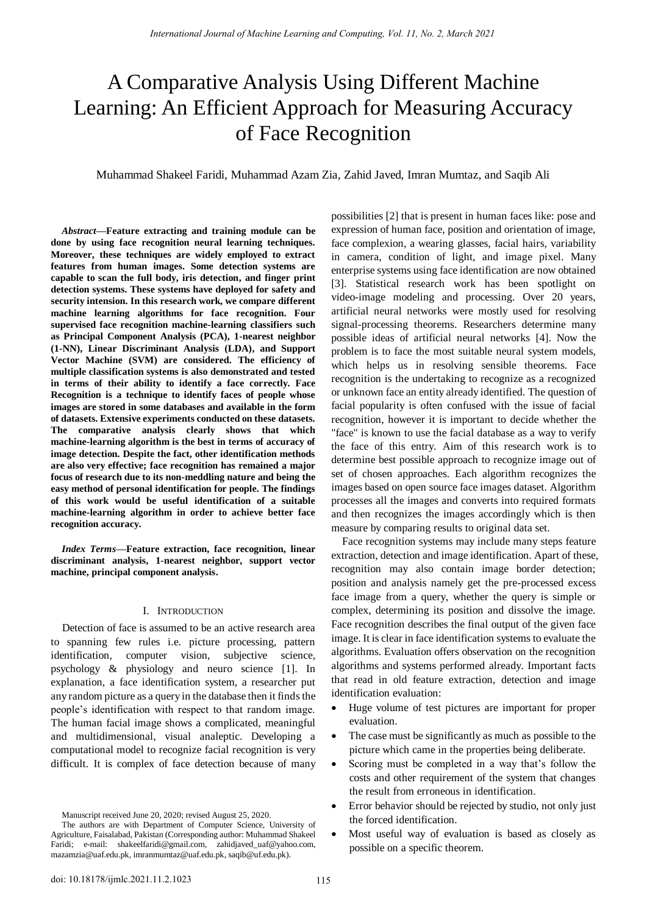# A Comparative Analysis Using Different Machine Learning: An Efficient Approach for Measuring Accuracy of Face Recognition

Muhammad Shakeel Faridi, Muhammad Azam Zia, Zahid Javed, Imran Mumtaz, and Saqib Ali

***Abstract*—Feature extracting and training module can be done by using face recognition neural learning techniques. Moreover, these techniques are widely employed to extract features from human images. Some detection systems are capable to scan the full body, iris detection, and finger print detection systems. These systems have deployed for safety and security intension. In this research work, we compare different machine learning algorithms for face recognition. Four supervised face recognition machine-learning classifiers such as Principal Component Analysis (PCA), 1-nearest neighbor (1-NN), Linear Discriminant Analysis (LDA), and Support Vector Machine (SVM) are considered. The efficiency of multiple classification systems is also demonstrated and tested in terms of their ability to identify a face correctly. Face Recognition is a technique to identify faces of people whose images are stored in some databases and available in the form of datasets. Extensive experiments conducted on these datasets. The comparative analysis clearly shows that which machine-learning algorithm is the best in terms of accuracy of image detection. Despite the fact, other identification methods are also very effective; face recognition has remained a major focus of research due to its non-meddling nature and being the easy method of personal identification for people. The findings of this work would be useful identification of a suitable machine-learning algorithm in order to achieve better face recognition accuracy.**

***Index Terms*—Feature extraction, face recognition, linear discriminant analysis, 1-nearest neighbor, support vector machine, principal component analysis.**

## I. Introduction

Detection of face is assumed to be an active research area to spanning few rules i.e. picture processing, pattern identification, computer vision, subjective science, psychology & physiology and neuro science [1]. In explanation, a face identification system, a researcher put any random picture as a query in the database then it finds the people's identification with respect to that random image. The human facial image shows a complicated, meaningful and multidimensional, visual analeptic. Developing a computational model to recognize facial recognition is very difficult. It is complex of face detection because of many possibilities [2] that is present in human faces like: pose and expression of human face, position and orientation of image, face complexion, a wearing glasses, facial hairs, variability in camera, condition of light, and image pixel. Many enterprise systems using face identification are now obtained [3]. Statistical research work has been spotlight on video-image modeling and processing. Over 20 years, artificial neural networks were mostly used for resolving signal-processing theorems. Researchers determine many possible ideas of artificial neural networks [4]. Now the problem is to face the most suitable neural system models, which helps us in resolving sensible theorems. Face recognition is the undertaking to recognize as a recognized or unknown face an entity already identified. The question of facial popularity is often confused with the issue of facial recognition, however it is important to decide whether the "face" is known to use the facial database as a way to verify the face of this entry. Aim of this research work is to determine best possible approach to recognize image out of set of chosen approaches. Each algorithm recognizes the images based on open source face images dataset. Algorithm processes all the images and converts into required formats and then recognizes the images accordingly which is then measure by comparing results to original data set.

Face recognition systems may include many steps feature extraction, detection and image identification. Apart of these, recognition may also contain image border detection; position and analysis namely get the pre-processed excess face image from a query, whether the query is simple or complex, determining its position and dissolve the image. Face recognition describes the final output of the given face image. It is clear in face identification systems to evaluate the algorithms. Evaluation offers observation on the recognition algorithms and systems performed already. Important facts that read in old feature extraction, detection and image identification evaluation:

- Huge volume of test pictures are important for proper evaluation.
- The case must be significantly as much as possible to the picture which came in the properties being deliberate.
- Scoring must be completed in a way that's follow the costs and other requirement of the system that changes the result from erroneous in identification.
- Error behavior should be rejected by studio, not only just the forced identification.
- Most useful way of evaluation is based as closely as possible on a specific theorem.

Manuscript received June 20, 2020; revised August 25, 2020.

The authors are with Department of Computer Science, University of Agriculture, Faisalabad, Pakistan (Corresponding author: Muhammad Shakeel Faridi; e-mail: shakeelfaridi@gmail.com, zahidjaved_uaf@yahoo.com, mazamzia@uaf.edu.pk, imranmumtaz@uaf.edu.pk, saqib@uf.edu.pk).

doi: 10.18178/ijmlc.2021.11.2.1023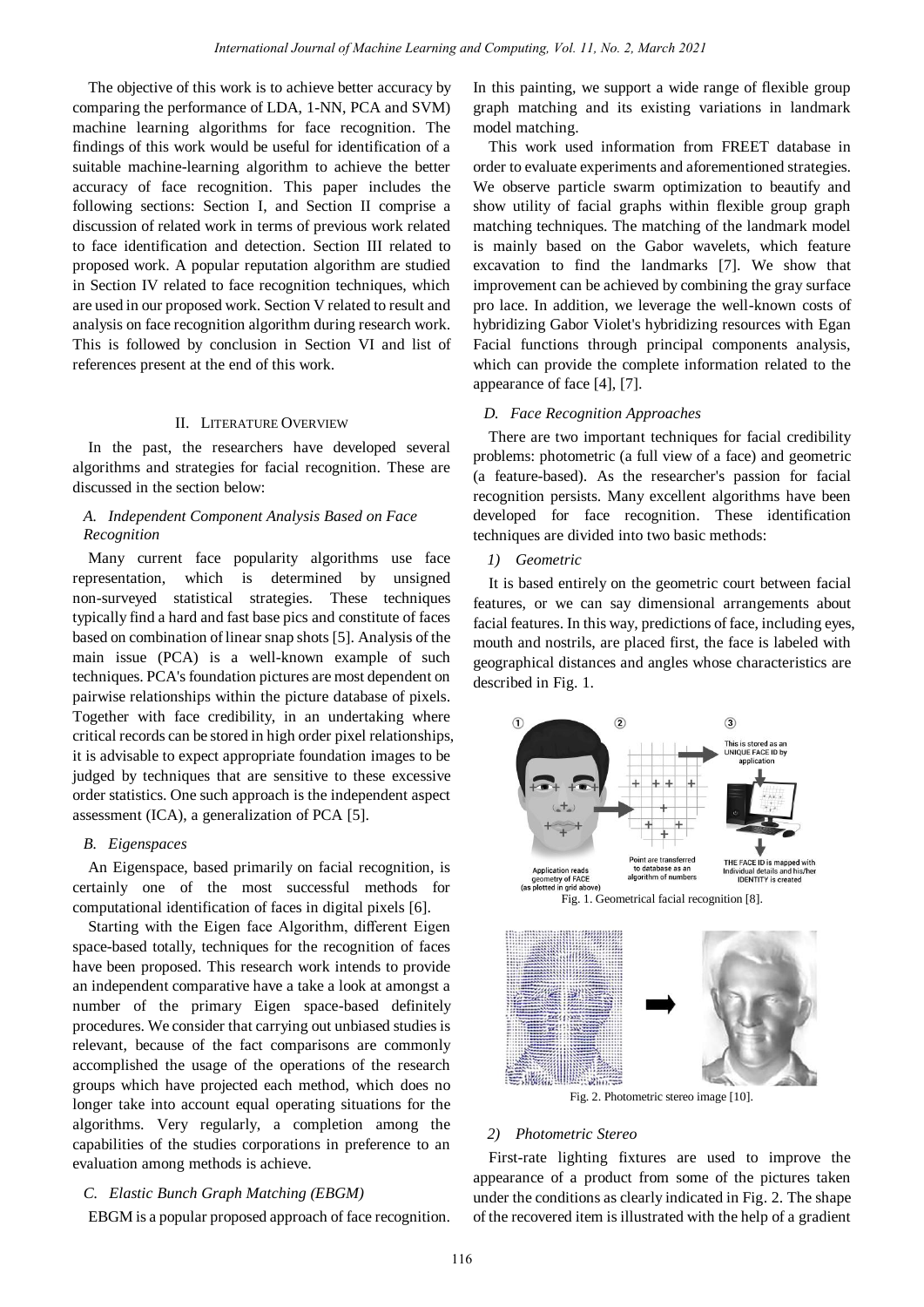The objective of this work is to achieve better accuracy by comparing the performance of LDA, 1-NN, PCA and SVM) machine learning algorithms for face recognition. The findings of this work would be useful for identification of a suitable machine-learning algorithm to achieve the better accuracy of face recognition. This paper includes the following sections: Section I, and Section II comprise a discussion of related work in terms of previous work related to face identification and detection. Section III related to proposed work. A popular reputation algorithm are studied in Section IV related to face recognition techniques, which are used in our proposed work. Section V related to result and analysis on face recognition algorithm during research work. This is followed by conclusion in Section VI and list of references present at the end of this work.

## II. Literature Overview

In the past, the researchers have developed several algorithms and strategies for facial recognition. These are discussed in the section below:

### A. Independent Component Analysis Based on Face Recognition

Many current face popularity algorithms use face representation, which is determined by unsigned non-surveyed statistical strategies. These techniques typically find a hard and fast base pics and constitute of faces based on combination of linear snap shots [5]. Analysis of the main issue (PCA) is a well-known example of such techniques. PCA's foundation pictures are most dependent on pairwise relationships within the picture database of pixels. Together with face credibility, in an undertaking where critical records can be stored in high order pixel relationships, it is advisable to expect appropriate foundation images to be judged by techniques that are sensitive to these excessive order statistics. One such approach is the independent aspect assessment (ICA), a generalization of PCA [5].

### B. Eigenspaces

An Eigenspace, based primarily on facial recognition, is certainly one of the most successful methods for computational identification of faces in digital pixels [6].

Starting with the Eigen face Algorithm, different Eigen space-based totally, techniques for the recognition of faces have been proposed. This research work intends to provide an independent comparative have a take a look at amongst a number of the primary Eigen space-based definitely procedures. We consider that carrying out unbiased studies is relevant, because of the fact comparisons are commonly accomplished the usage of the operations of the research groups which have projected each method, which does no longer take into account equal operating situations for the algorithms. Very regularly, a completion among the capabilities of the studies corporations in preference to an evaluation among methods is achieve.

### C. Elastic Bunch Graph Matching (EBGM)

EBGM is a popular proposed approach of face recognition. In this painting, we support a wide range of flexible group graph matching and its existing variations in landmark model matching.

This work used information from FREET database in order to evaluate experiments and aforementioned strategies. We observe particle swarm optimization to beautify and show utility of facial graphs within flexible group graph matching techniques. The matching of the landmark model is mainly based on the Gabor wavelets, which feature excavation to find the landmarks [7]. We show that improvement can be achieved by combining the gray surface pro lace. In addition, we leverage the well-known costs of hybridizing Gabor Violet's hybridizing resources with Egan Facial functions through principal components analysis, which can provide the complete information related to the appearance of face [4], [7].

### D. Face Recognition Approaches

There are two important techniques for facial credibility problems: photometric (a full view of a face) and geometric (a feature-based). As the researcher's passion for facial recognition persists. Many excellent algorithms have been developed for face recognition. These identification techniques are divided into two basic methods:

#### 1) Geometric

It is based entirely on the geometric court between facial features, or we can say dimensional arrangements about facial features. In this way, predictions of face, including eyes, mouth and nostrils, are placed first, the face is labeled with geographical distances and angles whose characteristics are described in Fig. 1.

Fig. 1. Geometrical facial recognition [8].

Fig. 2. Photometric stereo image [10].

#### 2) Photometric Stereo

First-rate lighting fixtures are used to improve the appearance of a product from some of the pictures taken under the conditions as clearly indicated in Fig. 2. The shape of the recovered item is illustrated with the help of a gradient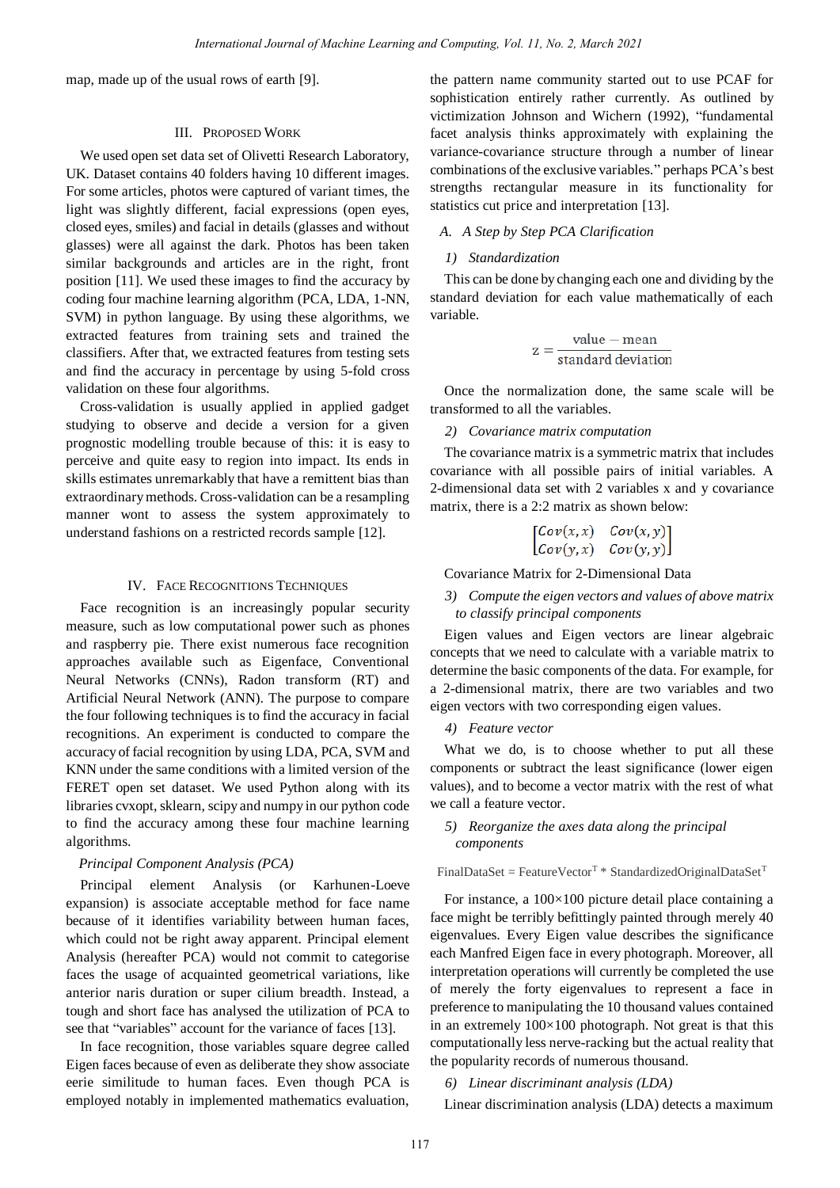map, made up of the usual rows of earth [9].

## III. Proposed Work

We used open set data set of Olivetti Research Laboratory, UK. Dataset contains 40 folders having 10 different images. For some articles, photos were captured of variant times, the light was slightly different, facial expressions (open eyes, closed eyes, smiles) and facial in details (glasses and without glasses) were all against the dark. Photos has been taken similar backgrounds and articles are in the right, front position [11]. We used these images to find the accuracy by coding four machine learning algorithm (PCA, LDA, 1-NN, SVM) in python language. By using these algorithms, we extracted features from training sets and trained the classifiers. After that, we extracted features from testing sets and find the accuracy in percentage by using 5-fold cross validation on these four algorithms.

Cross-validation is usually applied in applied gadget studying to observe and decide a version for a given prognostic modelling trouble because of this: it is easy to perceive and quite easy to region into impact. Its ends in skills estimates unremarkably that have a remittent bias than extraordinary methods. Cross-validation can be a resampling manner wont to assess the system approximately to understand fashions on a restricted records sample [12].

## IV. Face Recognitions Techniques

Face recognition is an increasingly popular security measure, such as low computational power such as phones and raspberry pie. There exist numerous face recognition approaches available such as Eigenface, Conventional Neural Networks (CNNs), Radon transform (RT) and Artificial Neural Network (ANN). The purpose to compare the four following techniques is to find the accuracy in facial recognitions. An experiment is conducted to compare the accuracy of facial recognition by using LDA, PCA, SVM and KNN under the same conditions with a limited version of the FERET open set dataset. We used Python along with its libraries cvxopt, sklearn, scipy and numpy in our python code to find the accuracy among these four machine learning algorithms.

*Principal Component Analysis (PCA)*

Principal element Analysis (or Karhunen-Loeve expansion) is associate acceptable method for face name because of it identifies variability between human faces, which could not be right away apparent. Principal element Analysis (hereafter PCA) would not commit to categorise faces the usage of acquainted geometrical variations, like anterior naris duration or super cilium breadth. Instead, a tough and short face has analysed the utilization of PCA to see that "variables" account for the variance of faces [13].

In face recognition, those variables square degree called Eigen faces because of even as deliberate they show associate eerie similitude to human faces. Even though PCA is employed notably in implemented mathematics evaluation, the pattern name community started out to use PCAF for sophistication entirely rather currently. As outlined by victimization Johnson and Wichern (1992), "fundamental facet analysis thinks approximately with explaining the variance-covariance structure through a number of linear combinations of the exclusive variables." perhaps PCA's best strengths rectangular measure in its functionality for statistics cut price and interpretation [13].

### A. A Step by Step PCA Clarification

*1) Standardization*

This can be done by changing each one and dividing by the standard deviation for each value mathematically of each variable.

$$z = \frac{\text{value} - \text{mean}}{\text{standard deviation}}$$

Once the normalization done, the same scale will be transformed to all the variables.

*2) Covariance matrix computation*

The covariance matrix is a symmetric matrix that includes covariance with all possible pairs of initial variables. A 2-dimensional data set with 2 variables x and y covariance matrix, there is a 2:2 matrix as shown below:

$$\begin{bmatrix} Cov(x,x) & Cov(x,y) \\ Cov(y,x) & Cov(y,y) \end{bmatrix}$$

Covariance Matrix for 2-Dimensional Data

*3) Compute the eigen vectors and values of above matrix to classify principal components*

Eigen values and Eigen vectors are linear algebraic concepts that we need to calculate with a variable matrix to determine the basic components of the data. For example, for a 2-dimensional matrix, there are two variables and two eigen vectors with two corresponding eigen values.

*4) Feature vector*

What we do, is to choose whether to put all these components or subtract the least significance (lower eigen values), and to become a vector matrix with the rest of what we call a feature vector.

*5) Reorganize the axes data along the principal components*

$$\text{FinalDataSet} = \text{FeatureVector}^{T} * \text{StandardizedOriginalDataSet}^{T}$$

For instance, a 100×100 picture detail place containing a face might be terribly befittingly painted through merely 40 eigenvalues. Every Eigen value describes the significance each Manfred Eigen face in every photograph. Moreover, all interpretation operations will currently be completed the use of merely the forty eigenvalues to represent a face in preference to manipulating the 10 thousand values contained in an extremely 100×100 photograph. Not great is that this computationally less nerve-racking but the actual reality that the popularity records of numerous thousand.

*6) Linear discriminant analysis (LDA)*

Linear discrimination analysis (LDA) detects a maximum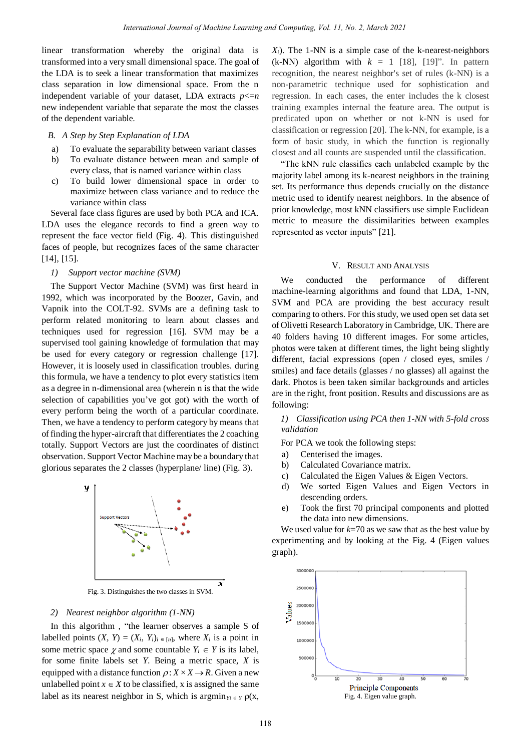linear transformation whereby the original data is transformed into a very small dimensional space. The goal of the LDA is to seek a linear transformation that maximizes class separation in low dimensional space. From the n independent variable of your dataset, LDA extracts $p<=n$ new independent variable that separate the most the classes of the dependent variable.

### B. A Step by Step Explanation of LDA

a) To evaluate the separability between variant classes
b) To evaluate distance between mean and sample of every class, that is named variance within class
c) To build lower dimensional space in order to maximize between class variance and to reduce the variance within class

Several face class figures are used by both PCA and ICA. LDA uses the elegance records to find a green way to represent the face vector field (Fig. 4). This distinguished faces of people, but recognizes faces of the same character [14], [15].

#### 1) Support vector machine (SVM)

The Support Vector Machine (SVM) was first heard in 1992, which was incorporated by the Bozer, Gavin, and Vapnik into the COLT-92. SVMs are a defining task to perform related monitoring to learn about classes and techniques used for regression [16]. SVM may be a supervised tool gaining knowledge of formulation that may be used for every category or regression challenge [17]. However, it is loosely used in classification troubles. during this formula, we have a tendency to plot every statistics item as a degree in n-dimensional area (wherein n is that the wide selection of capabilities you've got got) with the worth of every perform being the worth of a particular coordinate. Then, we have a tendency to perform category by means that of finding the hyper-aircraft that differentiates the 2 coaching totally. Support Vectors are just the coordinates of distinct observation. Support Vector Machine may be a boundary that glorious separates the 2 classes (hyperplane/ line) (Fig. 3).

Fig. 3. Distinguishes the two classes in SVM.

#### 2) Nearest neighbor algorithm (1-NN)

In this algorithm , "the learner observes a sample S of labelled points $(X, Y) = (X_i, Y_i)_{i \in [n]}$, where $X_i$ is a point in some metric space $\chi$ and some countable $Y_i \in Y$ is its label, for some finite labels set $Y$. Being a metric space, $X$ is equipped with a distance function $\rho: X \times X \to R$. Given a new unlabelled point $x \in X$ to be classified, x is assigned the same label as its nearest neighbor in S, which is $\text{argmin}_{Y_i \in Y} \rho(x, X_i)$. The 1-NN is a simple case of the k-nearest-neighbors (k-NN) algorithm with $k = 1$ [18], [19]". In pattern recognition, the nearest neighbor's set of rules (k-NN) is a non-parametric technique used for sophistication and regression. In each cases, the enter includes the k closest training examples internal the feature area. The output is predicated upon on whether or not k-NN is used for classification or regression [20]. The k-NN, for example, is a form of basic study, in which the function is regionally closest and all counts are suspended until the classification.

"The kNN rule classifies each unlabeled example by the majority label among its k-nearest neighbors in the training set. Its performance thus depends crucially on the distance metric used to identify nearest neighbors. In the absence of prior knowledge, most kNN classifiers use simple Euclidean metric to measure the dissimilarities between examples represented as vector inputs" [21].

## V. Result and Analysis

We conducted the performance of different machine-learning algorithms and found that LDA, 1-NN, SVM and PCA are providing the best accuracy result comparing to others. For this study, we used open set data set of Olivetti Research Laboratory in Cambridge, UK. There are 40 folders having 10 different images. For some articles, photos were taken at different times, the light being slightly different, facial expressions (open / closed eyes, smiles / smiles) and face details (glasses / no glasses) all against the dark. Photos is been taken similar backgrounds and articles are in the right, front position. Results and discussions are as following:

#### 1) Classification using PCA then 1-NN with 5-fold cross validation

For PCA we took the following steps:

a) Centerised the images.
b) Calculated Covariance matrix.
c) Calculated the Eigen Values & Eigen Vectors.
d) We sorted Eigen Values and Eigen Vectors in descending orders.
e) Took the first 70 principal components and plotted the data into new dimensions.

We used value for $k$=70 as we saw that as the best value by experimenting and by looking at the Fig. 4 (Eigen values graph).

Fig. 4. Eigen value graph.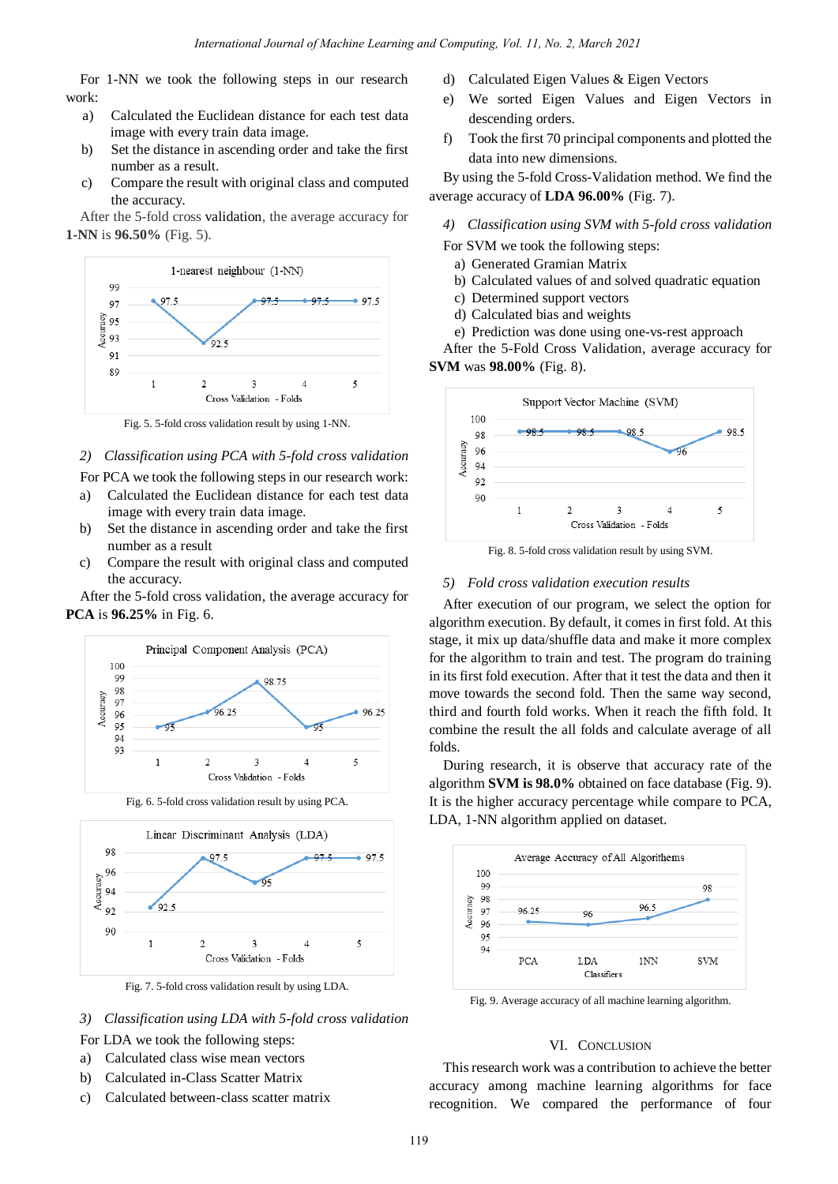For 1-NN we took the following steps in our research work:

a) Calculated the Euclidean distance for each test data image with every train data image.
b) Set the distance in ascending order and take the first number as a result.
c) Compare the result with original class and computed the accuracy.

After the 5-fold cross validation, the average accuracy for **1-NN** is **96.50%** (Fig. 5).

Fig. 5. 5-fold cross validation result by using 1-NN.

*2) Classification using PCA with 5-fold cross validation*

For PCA we took the following steps in our research work:

a) Calculated the Euclidean distance for each test data image with every train data image.
b) Set the distance in ascending order and take the first number as a result
c) Compare the result with original class and computed the accuracy.

After the 5-fold cross validation, the average accuracy for **PCA** is **96.25%** in Fig. 6.

Fig. 6. 5-fold cross validation result by using PCA.

Fig. 7. 5-fold cross validation result by using LDA.

*3) Classification using LDA with 5-fold cross validation*

For LDA we took the following steps:

a) Calculated class wise mean vectors
b) Calculated in-Class Scatter Matrix
c) Calculated between-class scatter matrix
d) Calculated Eigen Values & Eigen Vectors
e) We sorted Eigen Values and Eigen Vectors in descending orders.
f) Took the first 70 principal components and plotted the data into new dimensions.

By using the 5-fold Cross-Validation method. We find the average accuracy of **LDA 96.00%** (Fig. 7).

*4) Classification using SVM with 5-fold cross validation*

For SVM we took the following steps:

a) Generated Gramian Matrix
b) Calculated values of and solved quadratic equation
c) Determined support vectors
d) Calculated bias and weights
e) Prediction was done using one-vs-rest approach

After the 5-Fold Cross Validation, average accuracy for **SVM** was **98.00%** (Fig. 8).

Fig. 8. 5-fold cross validation result by using SVM.

*5) Fold cross validation execution results*

After execution of our program, we select the option for algorithm execution. By default, it comes in first fold. At this stage, it mix up data/shuffle data and make it more complex for the algorithm to train and test. The program do training in its first fold execution. After that it test the data and then it move towards the second fold. Then the same way second, third and fourth fold works. When it reach the fifth fold. It combine the result the all folds and calculate average of all folds.

During research, it is observe that accuracy rate of the algorithm **SVM is 98.0%** obtained on face database (Fig. 9). It is the higher accuracy percentage while compare to PCA, LDA, 1-NN algorithm applied on dataset.

Fig. 9. Average accuracy of all machine learning algorithm.

## VI. Conclusion

This research work was a contribution to achieve the better accuracy among machine learning algorithms for face recognition. We compared the performance of four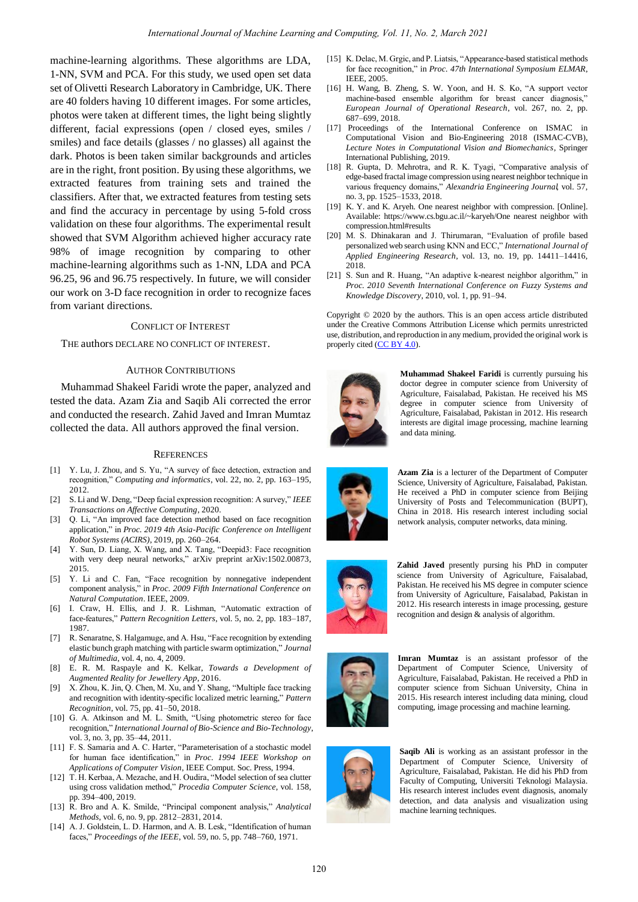machine-learning algorithms. These algorithms are LDA, 1-NN, SVM and PCA. For this study, we used open set data set of Olivetti Research Laboratory in Cambridge, UK. There are 40 folders having 10 different images. For some articles, photos were taken at different times, the light being slightly different, facial expressions (open / closed eyes, smiles / smiles) and face details (glasses / no glasses) all against the dark. Photos is been taken similar backgrounds and articles are in the right, front position. By using these algorithms, we extracted features from training sets and trained the classifiers. After that, we extracted features from testing sets and find the accuracy in percentage by using 5-fold cross validation on these four algorithms. The experimental result showed that SVM Algorithm achieved higher accuracy rate 98% of image recognition by comparing to other machine-learning algorithms such as 1-NN, LDA and PCA 96.25, 96 and 96.75 respectively. In future, we will consider our work on 3-D face recognition in order to recognize faces from variant directions.

## Conflict of Interest

The authors declare no conflict of interest.

## Author Contributions

Muhammad Shakeel Faridi wrote the paper, analyzed and tested the data. Azam Zia and Saqib Ali corrected the error and conducted the research. Zahid Javed and Imran Mumtaz collected the data. All authors approved the final version.

## References

[1] Y. Lu, J. Zhou, and S. Yu, "A survey of face detection, extraction and recognition," *Computing and informatics*, vol. 22, no. 2, pp. 163–195, 2012.

[2] S. Li and W. Deng, "Deep facial expression recognition: A survey," *IEEE Transactions on Affective Computing*, 2020.

[3] Q. Li, "An improved face detection method based on face recognition application," in *Proc. 2019 4th Asia-Pacific Conference on Intelligent Robot Systems (ACIRS)*, 2019, pp. 260–264.

[4] Y. Sun, D. Liang, X. Wang, and X. Tang, "Deepid3: Face recognition with very deep neural networks," arXiv preprint arXiv:1502.00873, 2015.

[5] Y. Li and C. Fan, "Face recognition by nonnegative independent component analysis," in *Proc. 2009 Fifth International Conference on Natural Computation*. IEEE, 2009.

[6] I. Craw, H. Ellis, and J. R. Lishman, "Automatic extraction of face-features," *Pattern Recognition Letters*, vol. 5, no. 2, pp. 183–187, 1987.

[7] R. Senaratne, S. Halgamuge, and A. Hsu, "Face recognition by extending elastic bunch graph matching with particle swarm optimization," *Journal of Multimedia*, vol. 4, no. 4, 2009.

[8] E. R. M. Raspayle and K. Kelkar, *Towards a Development of Augmented Reality for Jewellery App*, 2016.

[9] X. Zhou, K. Jin, Q. Chen, M. Xu, and Y. Shang, "Multiple face tracking and recognition with identity-specific localized metric learning," *Pattern Recognition*, vol. 75, pp. 41–50, 2018.

[10] G. A. Atkinson and M. L. Smith, "Using photometric stereo for face recognition," *International Journal of Bio-Science and Bio-Technology*, vol. 3, no. 3, pp. 35–44, 2011.

[11] F. S. Samaria and A. C. Harter, "Parameterisation of a stochastic model for human face identification," in *Proc. 1994 IEEE Workshop on Applications of Computer Vision*, IEEE Comput. Soc. Press, 1994.

[12] T. H. Kerbaa, A. Mezache, and H. Oudira, "Model selection of sea clutter using cross validation method," *Procedia Computer Science*, vol. 158, pp. 394–400, 2019.

[13] R. Bro and A. K. Smilde, "Principal component analysis," *Analytical Methods*, vol. 6, no. 9, pp. 2812–2831, 2014.

[14] A. J. Goldstein, L. D. Harmon, and A. B. Lesk, "Identification of human faces," *Proceedings of the IEEE*, vol. 59, no. 5, pp. 748–760, 1971.

[15] K. Delac, M. Grgic, and P. Liatsis, "Appearance-based statistical methods for face recognition," in *Proc. 47th International Symposium ELMAR*, IEEE, 2005.

[16] H. Wang, B. Zheng, S. W. Yoon, and H. S. Ko, "A support vector machine-based ensemble algorithm for breast cancer diagnosis," *European Journal of Operational Research*, vol. 267, no. 2, pp. 687–699, 2018.

[17] Proceedings of the International Conference on ISMAC in Computational Vision and Bio-Engineering 2018 (ISMAC-CVB), *Lecture Notes in Computational Vision and Biomechanics*, Springer International Publishing, 2019.

[18] R. Gupta, D. Mehrotra, and R. K. Tyagi, "Comparative analysis of edge-based fractal image compression using nearest neighbor technique in various frequency domains," *Alexandria Engineering Journal*, vol. 57, no. 3, pp. 1525–1533, 2018.

[19] K. Y. and K. Aryeh. One nearest neighbor with compression. [Online]. Available: https://www.cs.bgu.ac.il/~karyeh/One nearest neighbor with compression.html#results

[20] M. S. Dhinakaran and J. Thirumaran, "Evaluation of profile based personalized web search using KNN and ECC," *International Journal of Applied Engineering Research*, vol. 13, no. 19, pp. 14411–14416, 2018.

[21] S. Sun and R. Huang, "An adaptive k-nearest neighbor algorithm," in *Proc. 2010 Seventh International Conference on Fuzzy Systems and Knowledge Discovery*, 2010, vol. 1, pp. 91–94.

Copyright © 2020 by the authors. This is an open access article distributed under the Creative Commons Attribution License which permits unrestricted use, distribution, and reproduction in any medium, provided the original work is properly cited (CC BY 4.0).

**Muhammad Shakeel Faridi** is currently pursuing his doctor degree in computer science from University of Agriculture, Faisalabad, Pakistan. He received his MS degree in computer science from University of Agriculture, Faisalabad, Pakistan in 2012. His research interests are digital image processing, machine learning and data mining.

**Azam Zia** is a lecturer of the Department of Computer Science, University of Agriculture, Faisalabad, Pakistan. He received a PhD in computer science from Beijing University of Posts and Telecommunication (BUPT), China in 2018. His research interest including social network analysis, computer networks, data mining.

**Zahid Javed** presently pursing his PhD in computer science from University of Agriculture, Faisalabad, Pakistan. He received his MS degree in computer science from University of Agriculture, Faisalabad, Pakistan in 2012. His research interests in image processing, gesture recognition and design & analysis of algorithm.

**Imran Mumtaz** is an assistant professor of the Department of Computer Science, University of Agriculture, Faisalabad, Pakistan. He received a PhD in computer science from Sichuan University, China in 2015. His research interest including data mining, cloud computing, image processing and machine learning.

**Saqib Ali** is working as an assistant professor in the Department of Computer Science, University of Agriculture, Faisalabad, Pakistan. He did his PhD from Faculty of Computing, Universiti Teknologi Malaysia. His research interest includes event diagnosis, anomaly detection, and data analysis and visualization using machine learning techniques.